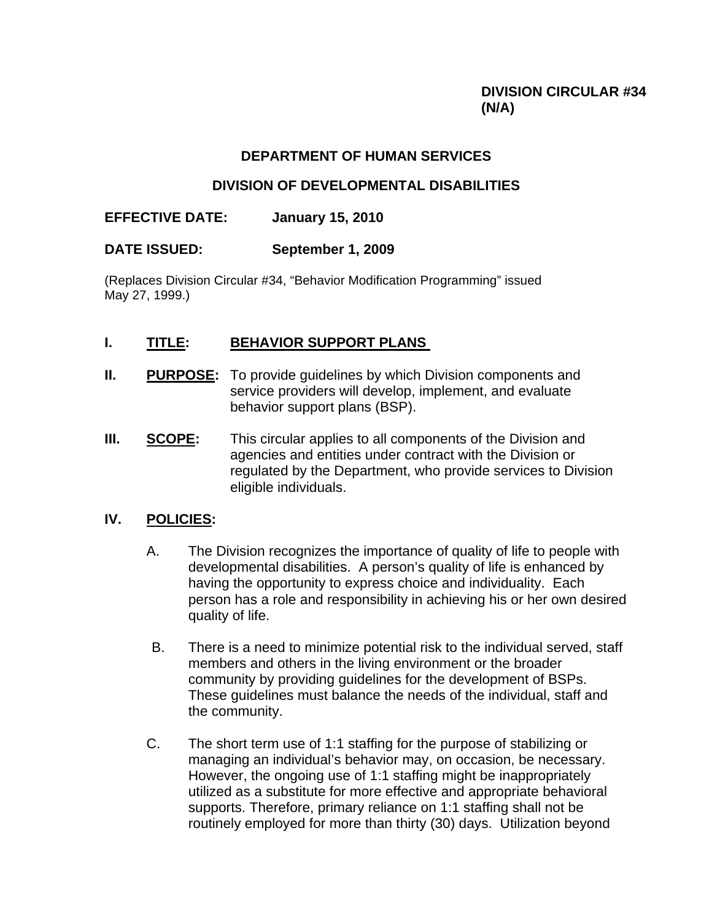**DIVISION CIRCULAR #34**
**(N/A)**

**DEPARTMENT OF HUMAN SERVICES**

**DIVISION OF DEVELOPMENTAL DISABILITIES**

**EFFECTIVE DATE:** **January 15, 2010**

**DATE ISSUED:** **September 1, 2009**

(Replaces Division Circular #34, "Behavior Modification Programming" issued May 27, 1999.)

**I. <u>TITLE</u>: <u>BEHAVIOR SUPPORT PLANS</u>**

**II. <u>PURPOSE</u>:** To provide guidelines by which Division components and service providers will develop, implement, and evaluate behavior support plans (BSP).

**III. <u>SCOPE</u>:** This circular applies to all components of the Division and agencies and entities under contract with the Division or regulated by the Department, who provide services to Division eligible individuals.

**IV. <u>POLICIES</u>:**

A. The Division recognizes the importance of quality of life to people with developmental disabilities. A person's quality of life is enhanced by having the opportunity to express choice and individuality. Each person has a role and responsibility in achieving his or her own desired quality of life.

B. There is a need to minimize potential risk to the individual served, staff members and others in the living environment or the broader community by providing guidelines for the development of BSPs. These guidelines must balance the needs of the individual, staff and the community.

C. The short term use of 1:1 staffing for the purpose of stabilizing or managing an individual's behavior may, on occasion, be necessary. However, the ongoing use of 1:1 staffing might be inappropriately utilized as a substitute for more effective and appropriate behavioral supports. Therefore, primary reliance on 1:1 staffing shall not be routinely employed for more than thirty (30) days. Utilization beyond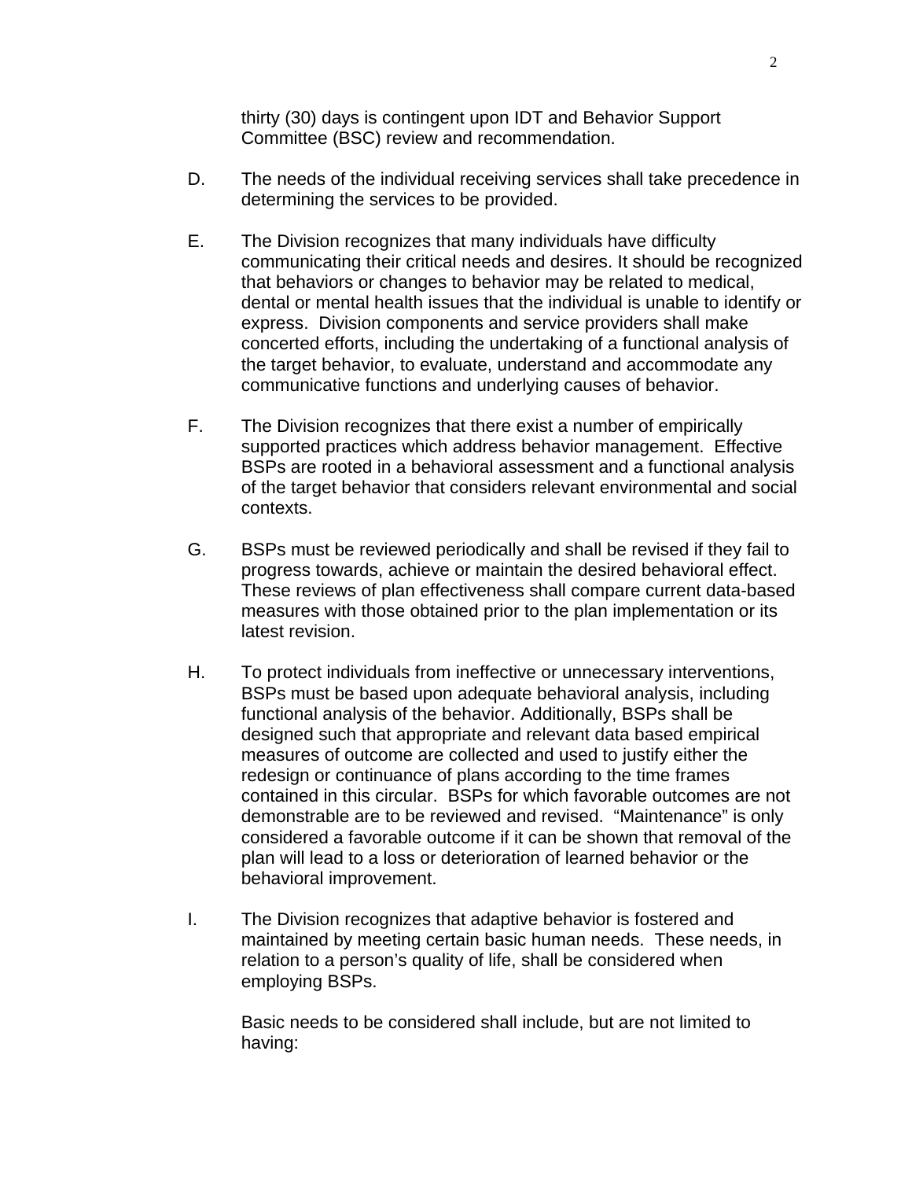thirty (30) days is contingent upon IDT and Behavior Support Committee (BSC) review and recommendation.

D. The needs of the individual receiving services shall take precedence in determining the services to be provided.

E. The Division recognizes that many individuals have difficulty communicating their critical needs and desires. It should be recognized that behaviors or changes to behavior may be related to medical, dental or mental health issues that the individual is unable to identify or express. Division components and service providers shall make concerted efforts, including the undertaking of a functional analysis of the target behavior, to evaluate, understand and accommodate any communicative functions and underlying causes of behavior.

F. The Division recognizes that there exist a number of empirically supported practices which address behavior management. Effective BSPs are rooted in a behavioral assessment and a functional analysis of the target behavior that considers relevant environmental and social contexts.

G. BSPs must be reviewed periodically and shall be revised if they fail to progress towards, achieve or maintain the desired behavioral effect. These reviews of plan effectiveness shall compare current data-based measures with those obtained prior to the plan implementation or its latest revision.

H. To protect individuals from ineffective or unnecessary interventions, BSPs must be based upon adequate behavioral analysis, including functional analysis of the behavior. Additionally, BSPs shall be designed such that appropriate and relevant data based empirical measures of outcome are collected and used to justify either the redesign or continuance of plans according to the time frames contained in this circular. BSPs for which favorable outcomes are not demonstrable are to be reviewed and revised. "Maintenance" is only considered a favorable outcome if it can be shown that removal of the plan will lead to a loss or deterioration of learned behavior or the behavioral improvement.

I. The Division recognizes that adaptive behavior is fostered and maintained by meeting certain basic human needs. These needs, in relation to a person's quality of life, shall be considered when employing BSPs.

Basic needs to be considered shall include, but are not limited to having: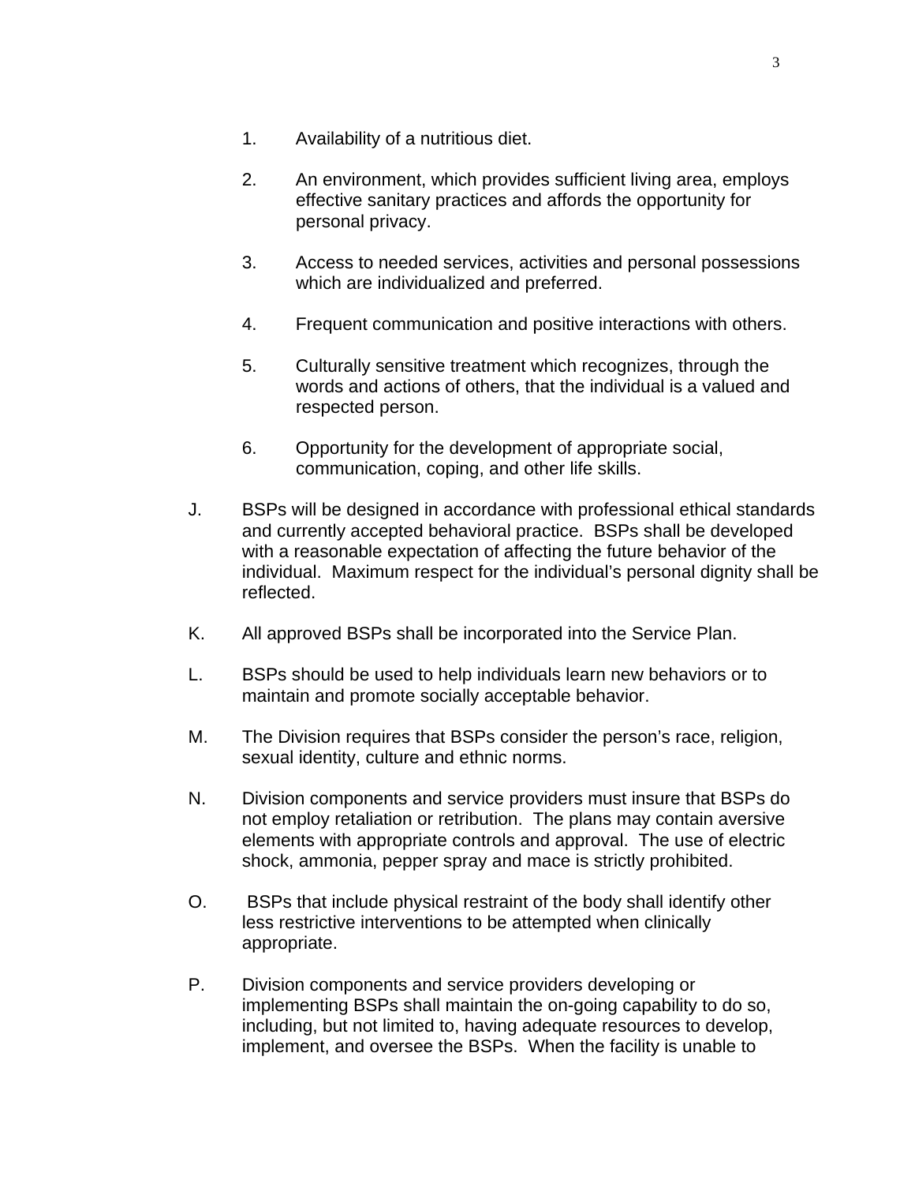1. Availability of a nutritious diet.

2. An environment, which provides sufficient living area, employs effective sanitary practices and affords the opportunity for personal privacy.

3. Access to needed services, activities and personal possessions which are individualized and preferred.

4. Frequent communication and positive interactions with others.

5. Culturally sensitive treatment which recognizes, through the words and actions of others, that the individual is a valued and respected person.

6. Opportunity for the development of appropriate social, communication, coping, and other life skills.

J. BSPs will be designed in accordance with professional ethical standards and currently accepted behavioral practice. BSPs shall be developed with a reasonable expectation of affecting the future behavior of the individual. Maximum respect for the individual's personal dignity shall be reflected.

K. All approved BSPs shall be incorporated into the Service Plan.

L. BSPs should be used to help individuals learn new behaviors or to maintain and promote socially acceptable behavior.

M. The Division requires that BSPs consider the person's race, religion, sexual identity, culture and ethnic norms.

N. Division components and service providers must insure that BSPs do not employ retaliation or retribution. The plans may contain aversive elements with appropriate controls and approval. The use of electric shock, ammonia, pepper spray and mace is strictly prohibited.

O. BSPs that include physical restraint of the body shall identify other less restrictive interventions to be attempted when clinically appropriate.

P. Division components and service providers developing or implementing BSPs shall maintain the on-going capability to do so, including, but not limited to, having adequate resources to develop, implement, and oversee the BSPs. When the facility is unable to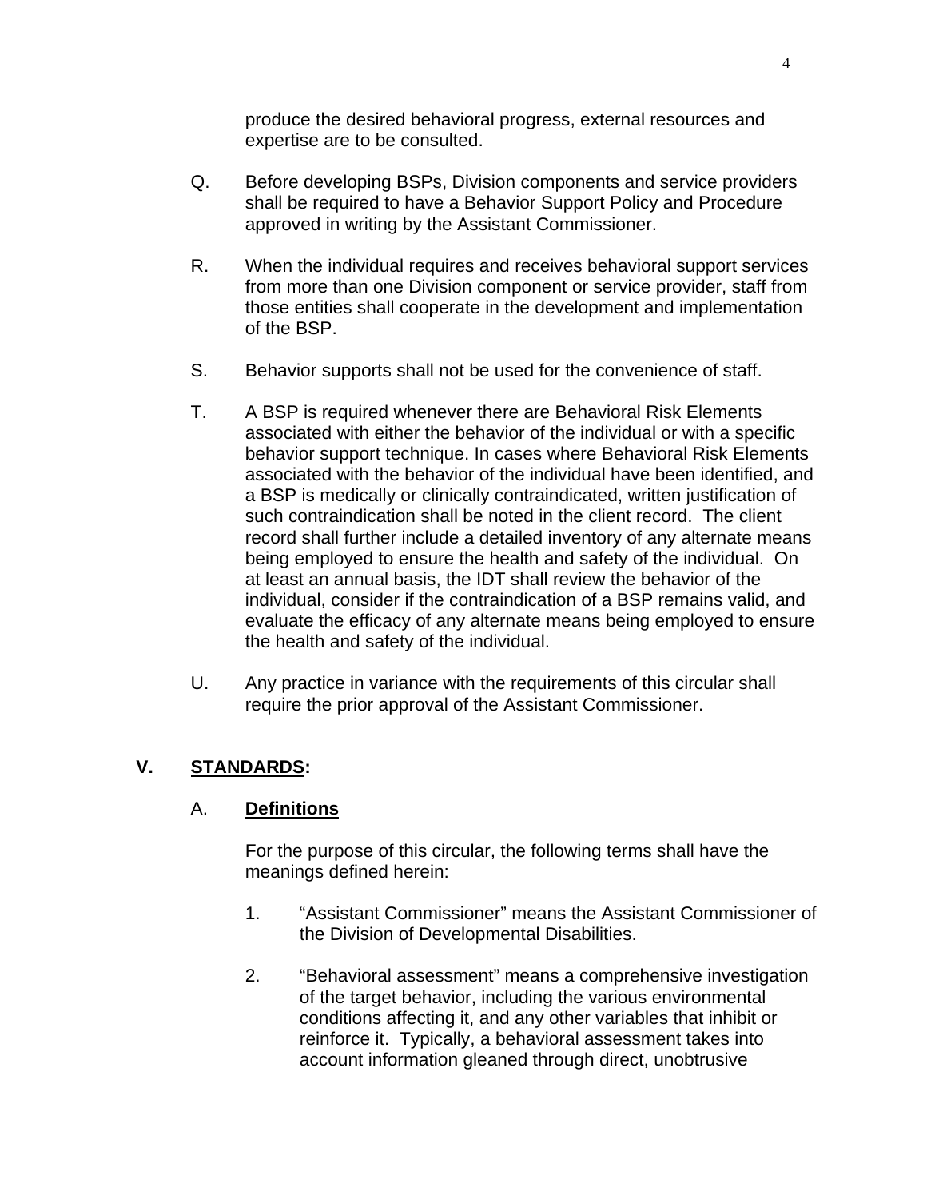produce the desired behavioral progress, external resources and expertise are to be consulted.

Q. Before developing BSPs, Division components and service providers shall be required to have a Behavior Support Policy and Procedure approved in writing by the Assistant Commissioner.

R. When the individual requires and receives behavioral support services from more than one Division component or service provider, staff from those entities shall cooperate in the development and implementation of the BSP.

S. Behavior supports shall not be used for the convenience of staff.

T. A BSP is required whenever there are Behavioral Risk Elements associated with either the behavior of the individual or with a specific behavior support technique. In cases where Behavioral Risk Elements associated with the behavior of the individual have been identified, and a BSP is medically or clinically contraindicated, written justification of such contraindication shall be noted in the client record. The client record shall further include a detailed inventory of any alternate means being employed to ensure the health and safety of the individual. On at least an annual basis, the IDT shall review the behavior of the individual, consider if the contraindication of a BSP remains valid, and evaluate the efficacy of any alternate means being employed to ensure the health and safety of the individual.

U. Any practice in variance with the requirements of this circular shall require the prior approval of the Assistant Commissioner.

## V. STANDARDS:

### A. Definitions

For the purpose of this circular, the following terms shall have the meanings defined herein:

1. "Assistant Commissioner" means the Assistant Commissioner of the Division of Developmental Disabilities.

2. "Behavioral assessment" means a comprehensive investigation of the target behavior, including the various environmental conditions affecting it, and any other variables that inhibit or reinforce it. Typically, a behavioral assessment takes into account information gleaned through direct, unobtrusive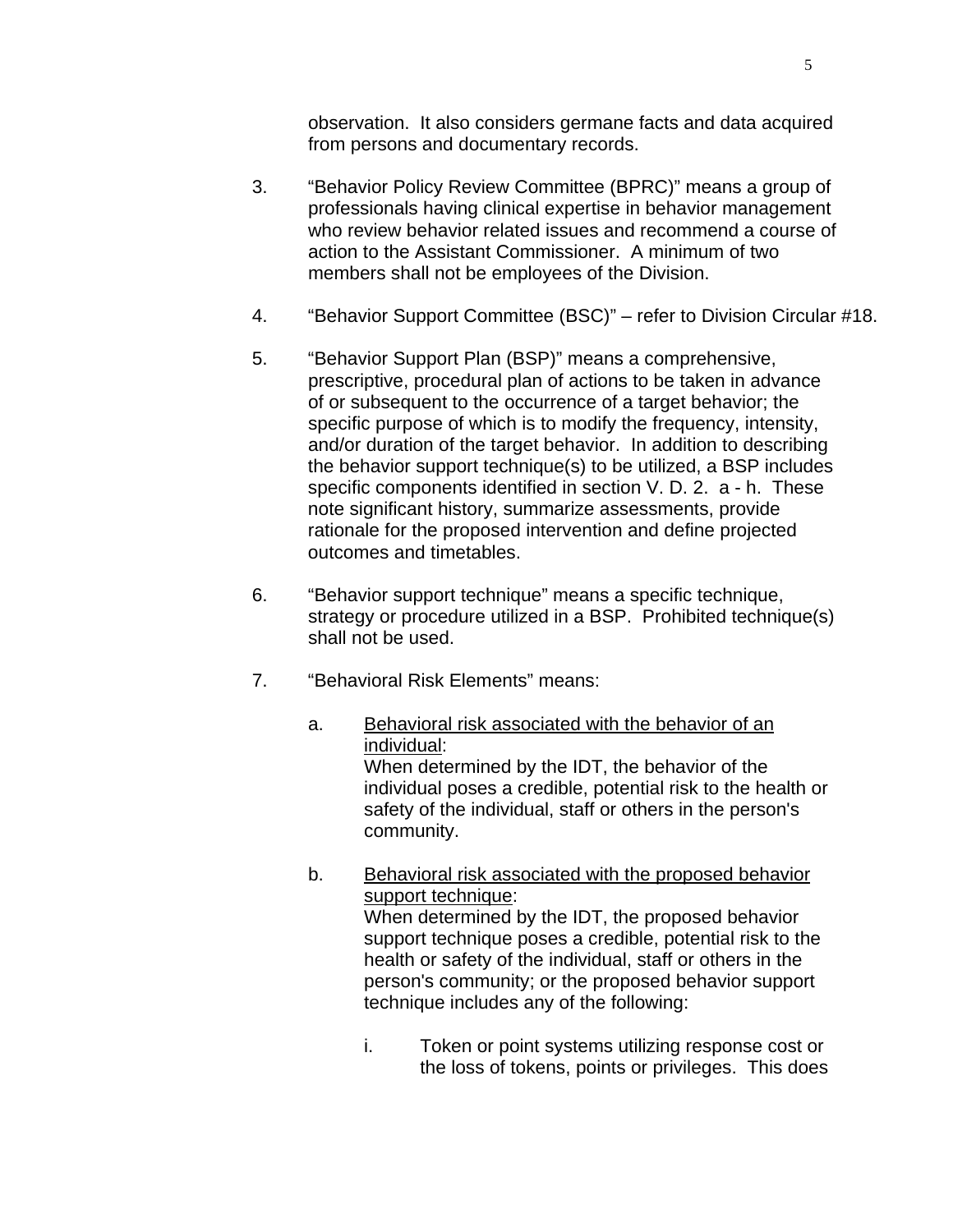observation. It also considers germane facts and data acquired from persons and documentary records.

3. "Behavior Policy Review Committee (BPRC)" means a group of professionals having clinical expertise in behavior management who review behavior related issues and recommend a course of action to the Assistant Commissioner. A minimum of two members shall not be employees of the Division.

4. "Behavior Support Committee (BSC)" – refer to Division Circular #18.

5. "Behavior Support Plan (BSP)" means a comprehensive, prescriptive, procedural plan of actions to be taken in advance of or subsequent to the occurrence of a target behavior; the specific purpose of which is to modify the frequency, intensity, and/or duration of the target behavior. In addition to describing the behavior support technique(s) to be utilized, a BSP includes specific components identified in section V. D. 2. a - h. These note significant history, summarize assessments, provide rationale for the proposed intervention and define projected outcomes and timetables.

6. "Behavior support technique" means a specific technique, strategy or procedure utilized in a BSP. Prohibited technique(s) shall not be used.

7. "Behavioral Risk Elements" means:

   a. <u>Behavioral risk associated with the behavior of an individual</u>:
      When determined by the IDT, the behavior of the individual poses a credible, potential risk to the health or safety of the individual, staff or others in the person's community.

   b. <u>Behavioral risk associated with the proposed behavior support technique</u>:
      When determined by the IDT, the proposed behavior support technique poses a credible, potential risk to the health or safety of the individual, staff or others in the person's community; or the proposed behavior support technique includes any of the following:

      i. Token or point systems utilizing response cost or the loss of tokens, points or privileges. This does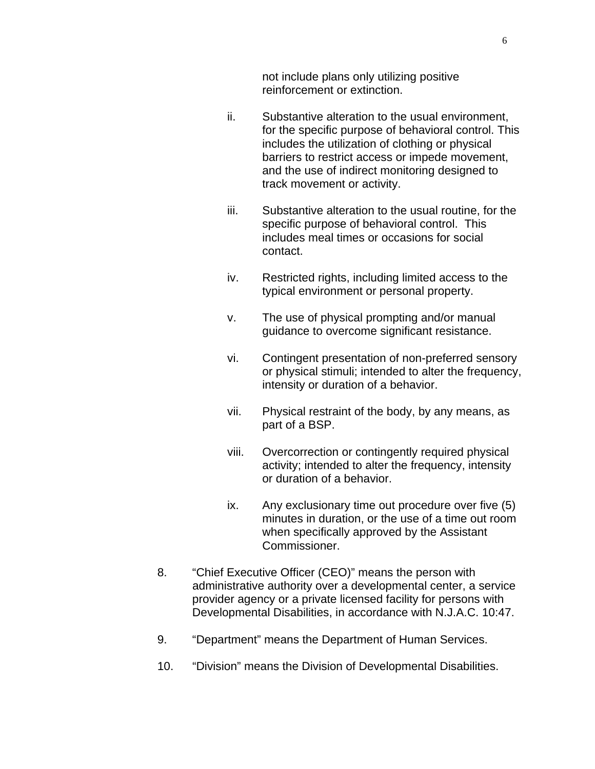not include plans only utilizing positive reinforcement or extinction.

ii. Substantive alteration to the usual environment, for the specific purpose of behavioral control. This includes the utilization of clothing or physical barriers to restrict access or impede movement, and the use of indirect monitoring designed to track movement or activity.

iii. Substantive alteration to the usual routine, for the specific purpose of behavioral control. This includes meal times or occasions for social contact.

iv. Restricted rights, including limited access to the typical environment or personal property.

v. The use of physical prompting and/or manual guidance to overcome significant resistance.

vi. Contingent presentation of non-preferred sensory or physical stimuli; intended to alter the frequency, intensity or duration of a behavior.

vii. Physical restraint of the body, by any means, as part of a BSP.

viii. Overcorrection or contingently required physical activity; intended to alter the frequency, intensity or duration of a behavior.

ix. Any exclusionary time out procedure over five (5) minutes in duration, or the use of a time out room when specifically approved by the Assistant Commissioner.

8. "Chief Executive Officer (CEO)" means the person with administrative authority over a developmental center, a service provider agency or a private licensed facility for persons with Developmental Disabilities, in accordance with N.J.A.C. 10:47.

9. "Department" means the Department of Human Services.

10. "Division" means the Division of Developmental Disabilities.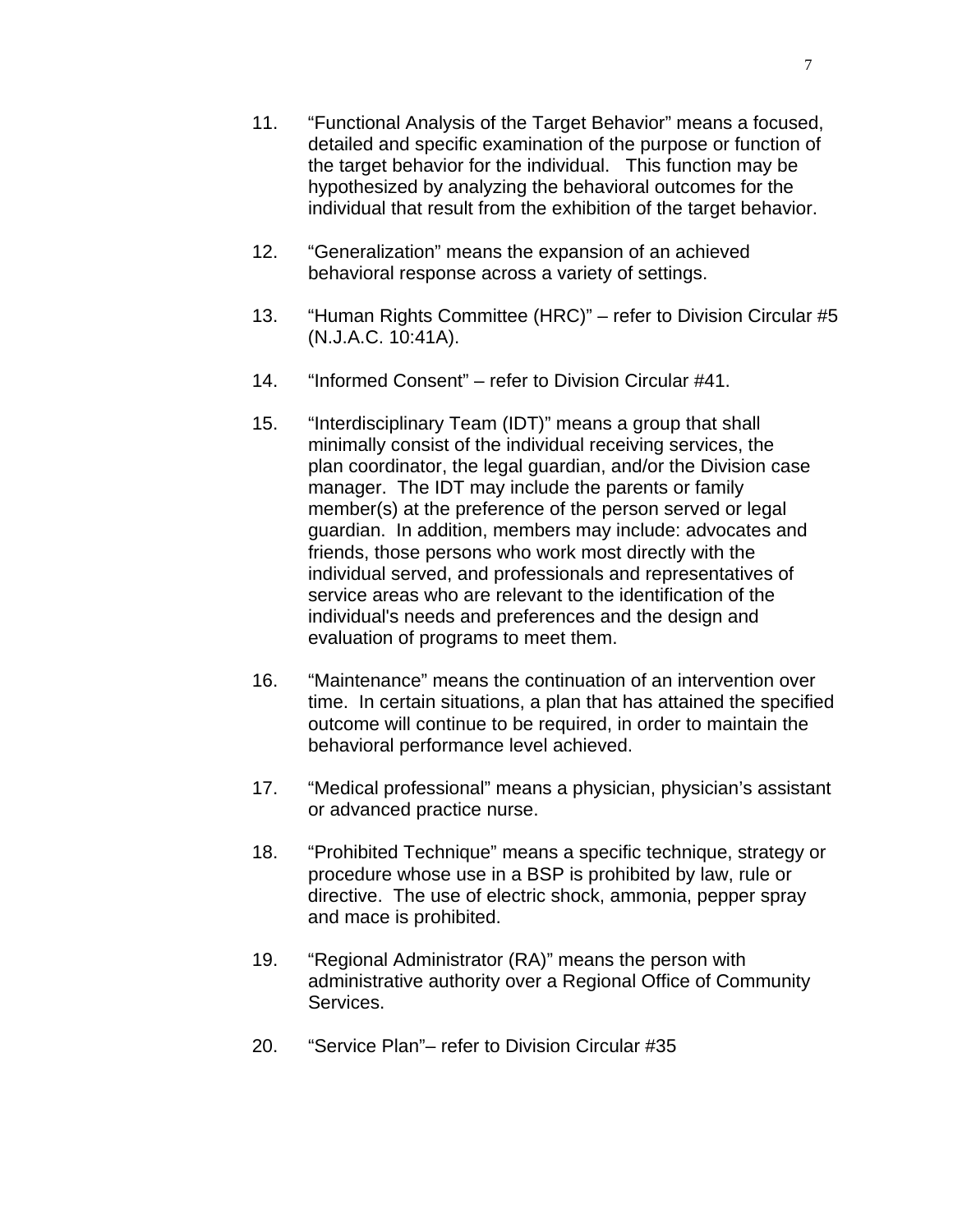11. "Functional Analysis of the Target Behavior" means a focused, detailed and specific examination of the purpose or function of the target behavior for the individual. This function may be hypothesized by analyzing the behavioral outcomes for the individual that result from the exhibition of the target behavior.

12. "Generalization" means the expansion of an achieved behavioral response across a variety of settings.

13. "Human Rights Committee (HRC)" – refer to Division Circular #5 (N.J.A.C. 10:41A).

14. "Informed Consent" – refer to Division Circular #41.

15. "Interdisciplinary Team (IDT)" means a group that shall minimally consist of the individual receiving services, the plan coordinator, the legal guardian, and/or the Division case manager. The IDT may include the parents or family member(s) at the preference of the person served or legal guardian. In addition, members may include: advocates and friends, those persons who work most directly with the individual served, and professionals and representatives of service areas who are relevant to the identification of the individual's needs and preferences and the design and evaluation of programs to meet them.

16. "Maintenance" means the continuation of an intervention over time. In certain situations, a plan that has attained the specified outcome will continue to be required, in order to maintain the behavioral performance level achieved.

17. "Medical professional" means a physician, physician's assistant or advanced practice nurse.

18. "Prohibited Technique" means a specific technique, strategy or procedure whose use in a BSP is prohibited by law, rule or directive. The use of electric shock, ammonia, pepper spray and mace is prohibited.

19. "Regional Administrator (RA)" means the person with administrative authority over a Regional Office of Community Services.

20. "Service Plan"– refer to Division Circular #35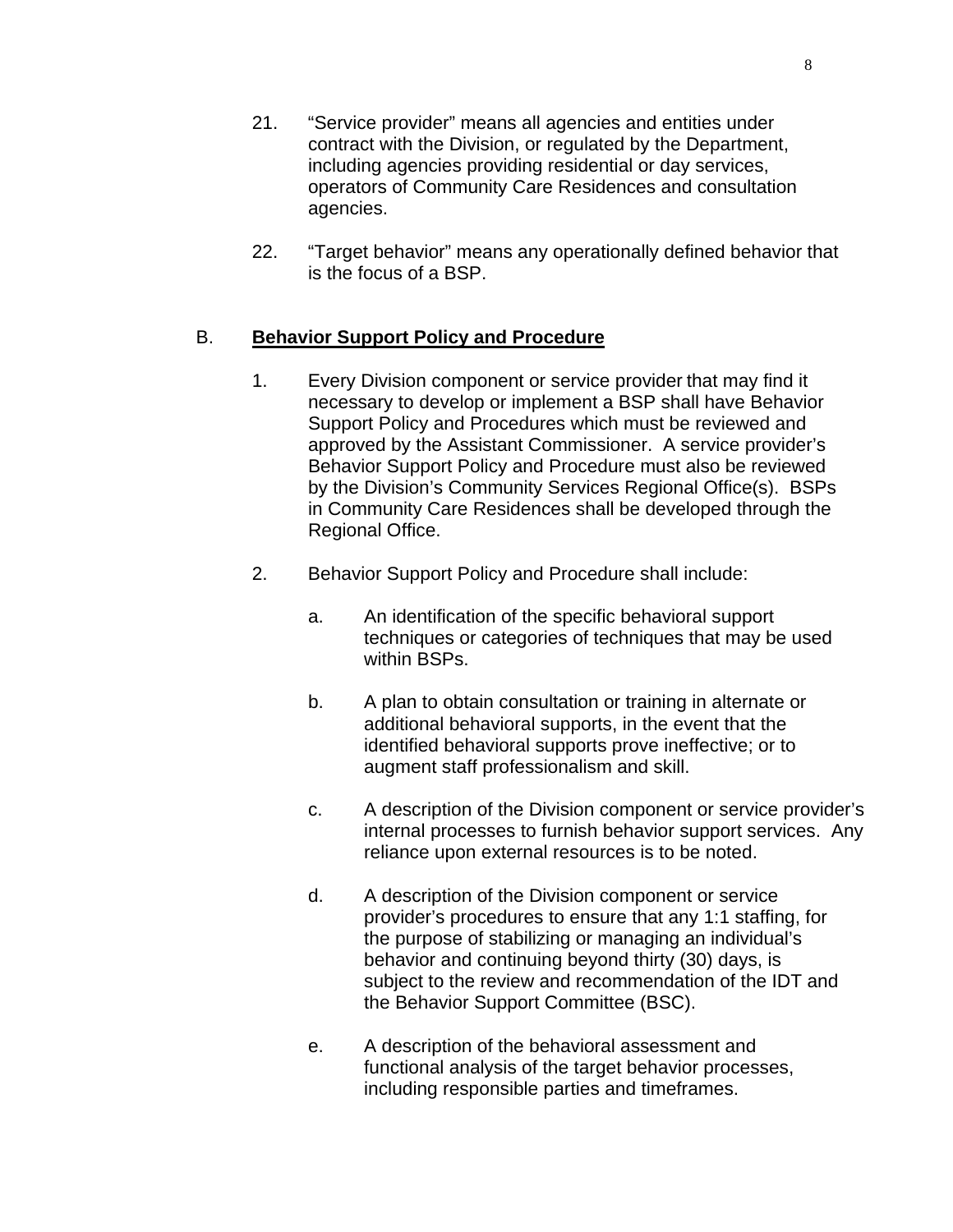21. “Service provider” means all agencies and entities under contract with the Division, or regulated by the Department, including agencies providing residential or day services, operators of Community Care Residences and consultation agencies.

22. “Target behavior” means any operationally defined behavior that is the focus of a BSP.

B. **<u>Behavior Support Policy and Procedure</u>**

1. Every Division component or service provider that may find it necessary to develop or implement a BSP shall have Behavior Support Policy and Procedures which must be reviewed and approved by the Assistant Commissioner. A service provider’s Behavior Support Policy and Procedure must also be reviewed by the Division’s Community Services Regional Office(s). BSPs in Community Care Residences shall be developed through the Regional Office.

2. Behavior Support Policy and Procedure shall include:

   a. An identification of the specific behavioral support techniques or categories of techniques that may be used within BSPs.

   b. A plan to obtain consultation or training in alternate or additional behavioral supports, in the event that the identified behavioral supports prove ineffective; or to augment staff professionalism and skill.

   c. A description of the Division component or service provider’s internal processes to furnish behavior support services. Any reliance upon external resources is to be noted.

   d. A description of the Division component or service provider’s procedures to ensure that any 1:1 staffing, for the purpose of stabilizing or managing an individual’s behavior and continuing beyond thirty (30) days, is subject to the review and recommendation of the IDT and the Behavior Support Committee (BSC).

   e. A description of the behavioral assessment and functional analysis of the target behavior processes, including responsible parties and timeframes.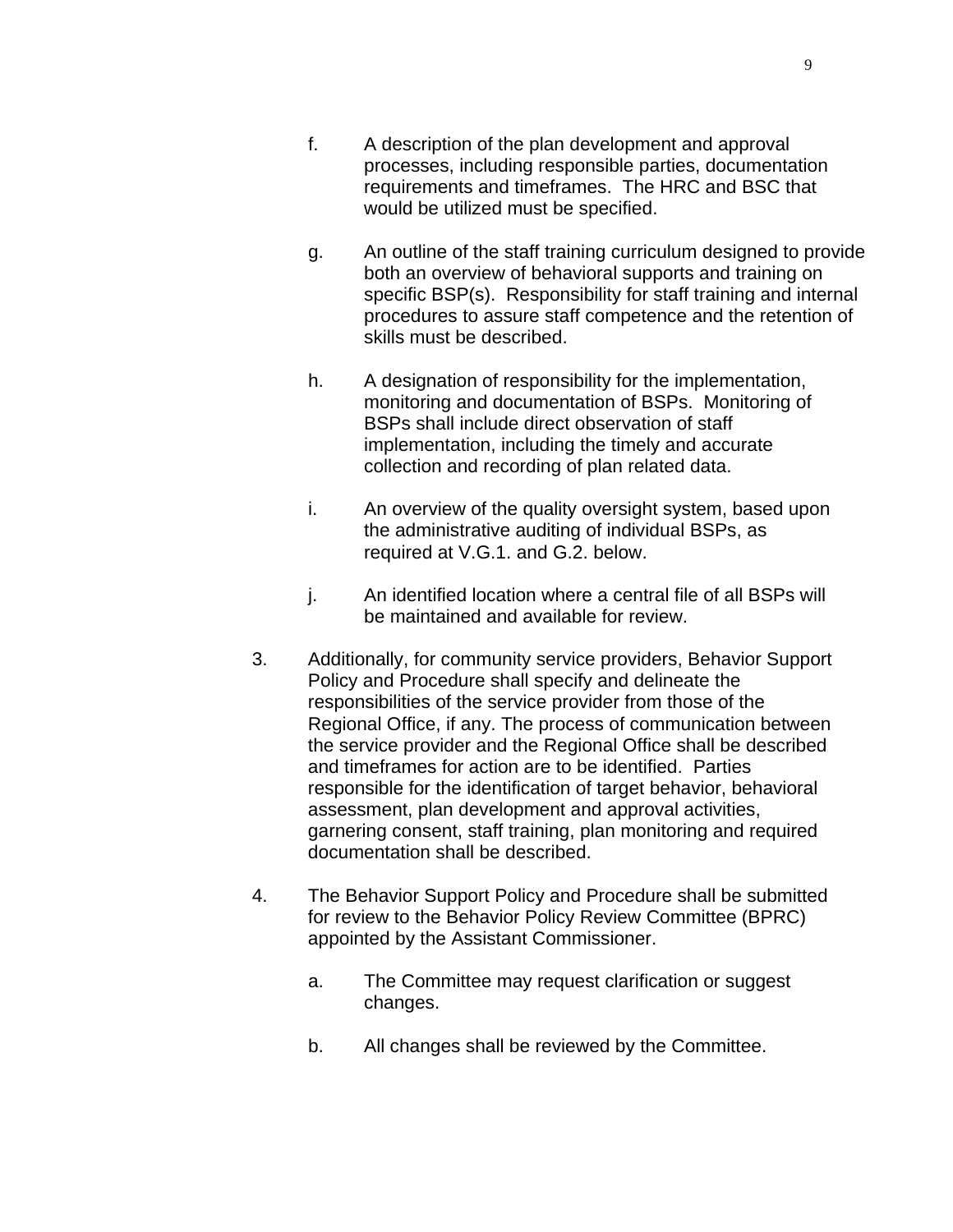f. A description of the plan development and approval processes, including responsible parties, documentation requirements and timeframes. The HRC and BSC that would be utilized must be specified.

g. An outline of the staff training curriculum designed to provide both an overview of behavioral supports and training on specific BSP(s). Responsibility for staff training and internal procedures to assure staff competence and the retention of skills must be described.

h. A designation of responsibility for the implementation, monitoring and documentation of BSPs. Monitoring of BSPs shall include direct observation of staff implementation, including the timely and accurate collection and recording of plan related data.

i. An overview of the quality oversight system, based upon the administrative auditing of individual BSPs, as required at V.G.1. and G.2. below.

j. An identified location where a central file of all BSPs will be maintained and available for review.

3. Additionally, for community service providers, Behavior Support Policy and Procedure shall specify and delineate the responsibilities of the service provider from those of the Regional Office, if any. The process of communication between the service provider and the Regional Office shall be described and timeframes for action are to be identified. Parties responsible for the identification of target behavior, behavioral assessment, plan development and approval activities, garnering consent, staff training, plan monitoring and required documentation shall be described.

4. The Behavior Support Policy and Procedure shall be submitted for review to the Behavior Policy Review Committee (BPRC) appointed by the Assistant Commissioner.

   a. The Committee may request clarification or suggest changes.

   b. All changes shall be reviewed by the Committee.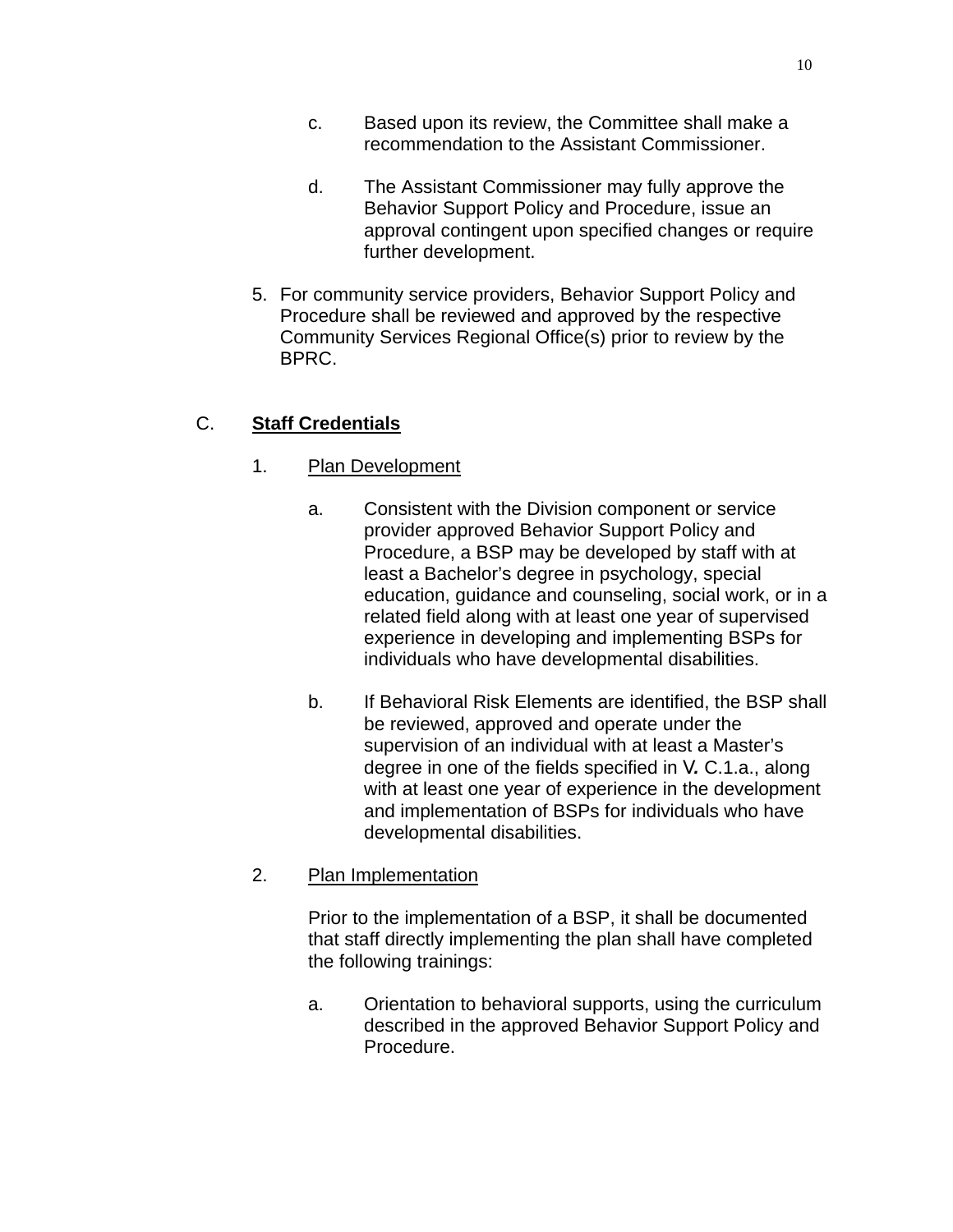c. Based upon its review, the Committee shall make a recommendation to the Assistant Commissioner.

d. The Assistant Commissioner may fully approve the Behavior Support Policy and Procedure, issue an approval contingent upon specified changes or require further development.

5. For community service providers, Behavior Support Policy and Procedure shall be reviewed and approved by the respective Community Services Regional Office(s) prior to review by the BPRC.

C. **Staff Credentials**

1. Plan Development

a. Consistent with the Division component or service provider approved Behavior Support Policy and Procedure, a BSP may be developed by staff with at least a Bachelor's degree in psychology, special education, guidance and counseling, social work, or in a related field along with at least one year of supervised experience in developing and implementing BSPs for individuals who have developmental disabilities.

b. If Behavioral Risk Elements are identified, the BSP shall be reviewed, approved and operate under the supervision of an individual with at least a Master's degree in one of the fields specified in V. C.1.a., along with at least one year of experience in the development and implementation of BSPs for individuals who have developmental disabilities.

2. Plan Implementation

Prior to the implementation of a BSP, it shall be documented that staff directly implementing the plan shall have completed the following trainings:

a. Orientation to behavioral supports, using the curriculum described in the approved Behavior Support Policy and Procedure.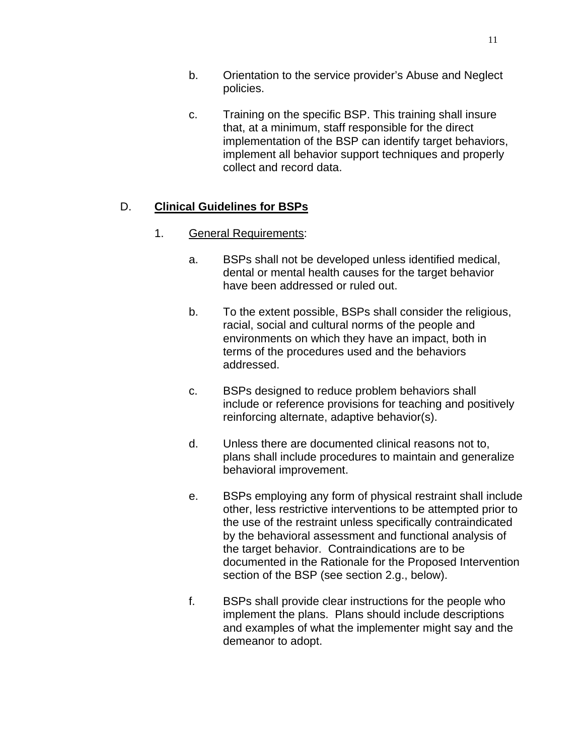b. Orientation to the service provider's Abuse and Neglect policies.

c. Training on the specific BSP. This training shall insure that, at a minimum, staff responsible for the direct implementation of the BSP can identify target behaviors, implement all behavior support techniques and properly collect and record data.

## D. **Clinical Guidelines for BSPs**

1. General Requirements:

   a. BSPs shall not be developed unless identified medical, dental or mental health causes for the target behavior have been addressed or ruled out.

   b. To the extent possible, BSPs shall consider the religious, racial, social and cultural norms of the people and environments on which they have an impact, both in terms of the procedures used and the behaviors addressed.

   c. BSPs designed to reduce problem behaviors shall include or reference provisions for teaching and positively reinforcing alternate, adaptive behavior(s).

   d. Unless there are documented clinical reasons not to, plans shall include procedures to maintain and generalize behavioral improvement.

   e. BSPs employing any form of physical restraint shall include other, less restrictive interventions to be attempted prior to the use of the restraint unless specifically contraindicated by the behavioral assessment and functional analysis of the target behavior. Contraindications are to be documented in the Rationale for the Proposed Intervention section of the BSP (see section 2.g., below).

   f. BSPs shall provide clear instructions for the people who implement the plans. Plans should include descriptions and examples of what the implementer might say and the demeanor to adopt.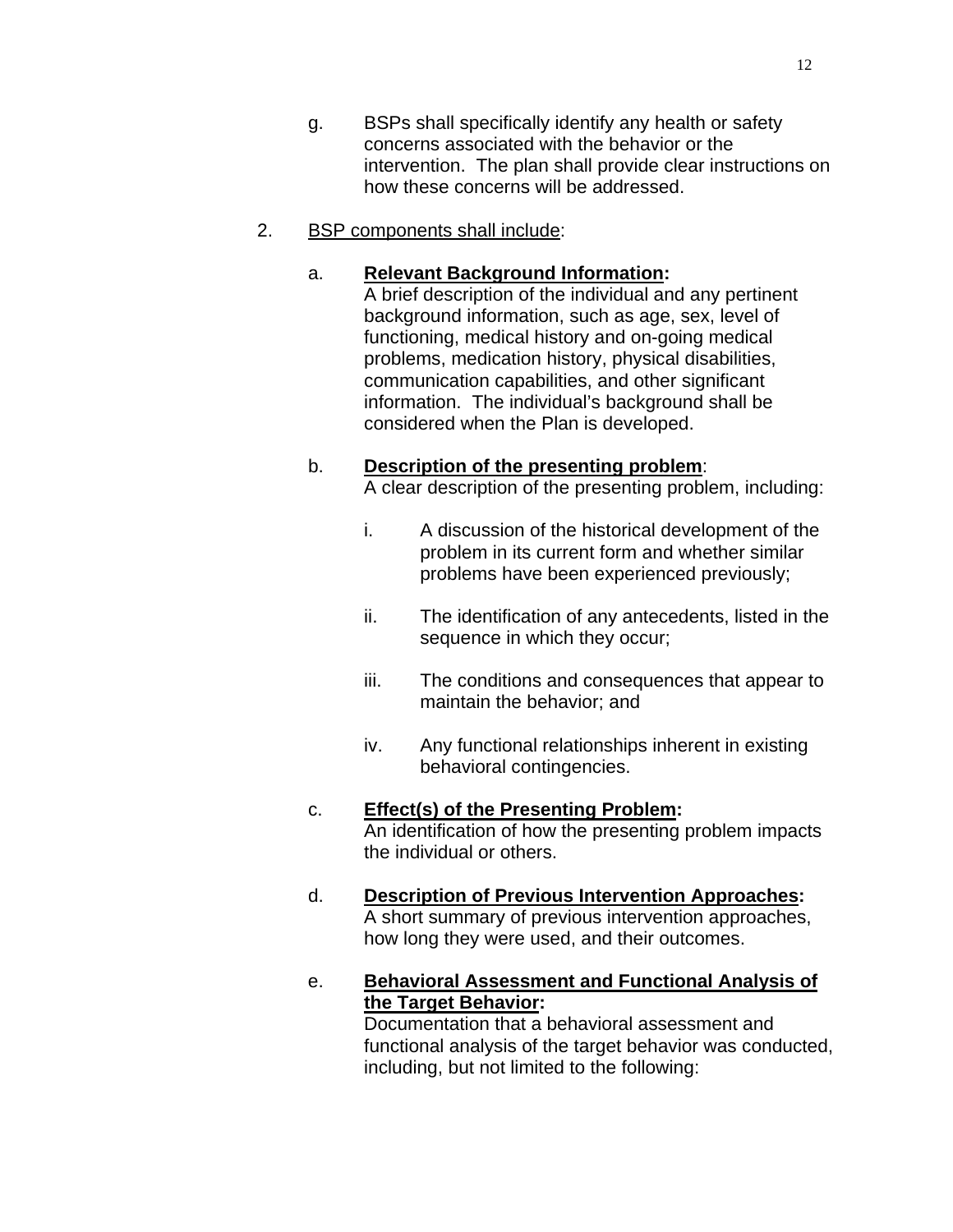g. BSPs shall specifically identify any health or safety concerns associated with the behavior or the intervention. The plan shall provide clear instructions on how these concerns will be addressed.

2. <u>BSP components shall include</u>:

   a. **<u>Relevant Background Information</u>:**
   A brief description of the individual and any pertinent background information, such as age, sex, level of functioning, medical history and on-going medical problems, medication history, physical disabilities, communication capabilities, and other significant information. The individual's background shall be considered when the Plan is developed.

   b. **<u>Description of the presenting problem</u>**:
   A clear description of the presenting problem, including:

      i. A discussion of the historical development of the problem in its current form and whether similar problems have been experienced previously;

      ii. The identification of any antecedents, listed in the sequence in which they occur;

      iii. The conditions and consequences that appear to maintain the behavior; and

      iv. Any functional relationships inherent in existing behavioral contingencies.

   c. **<u>Effect(s) of the Presenting Problem</u>:**
   An identification of how the presenting problem impacts the individual or others.

   d. **<u>Description of Previous Intervention Approaches</u>:**
   A short summary of previous intervention approaches, how long they were used, and their outcomes.

   e. **<u>Behavioral Assessment and Functional Analysis of the Target Behavior</u>:**
   Documentation that a behavioral assessment and functional analysis of the target behavior was conducted, including, but not limited to the following: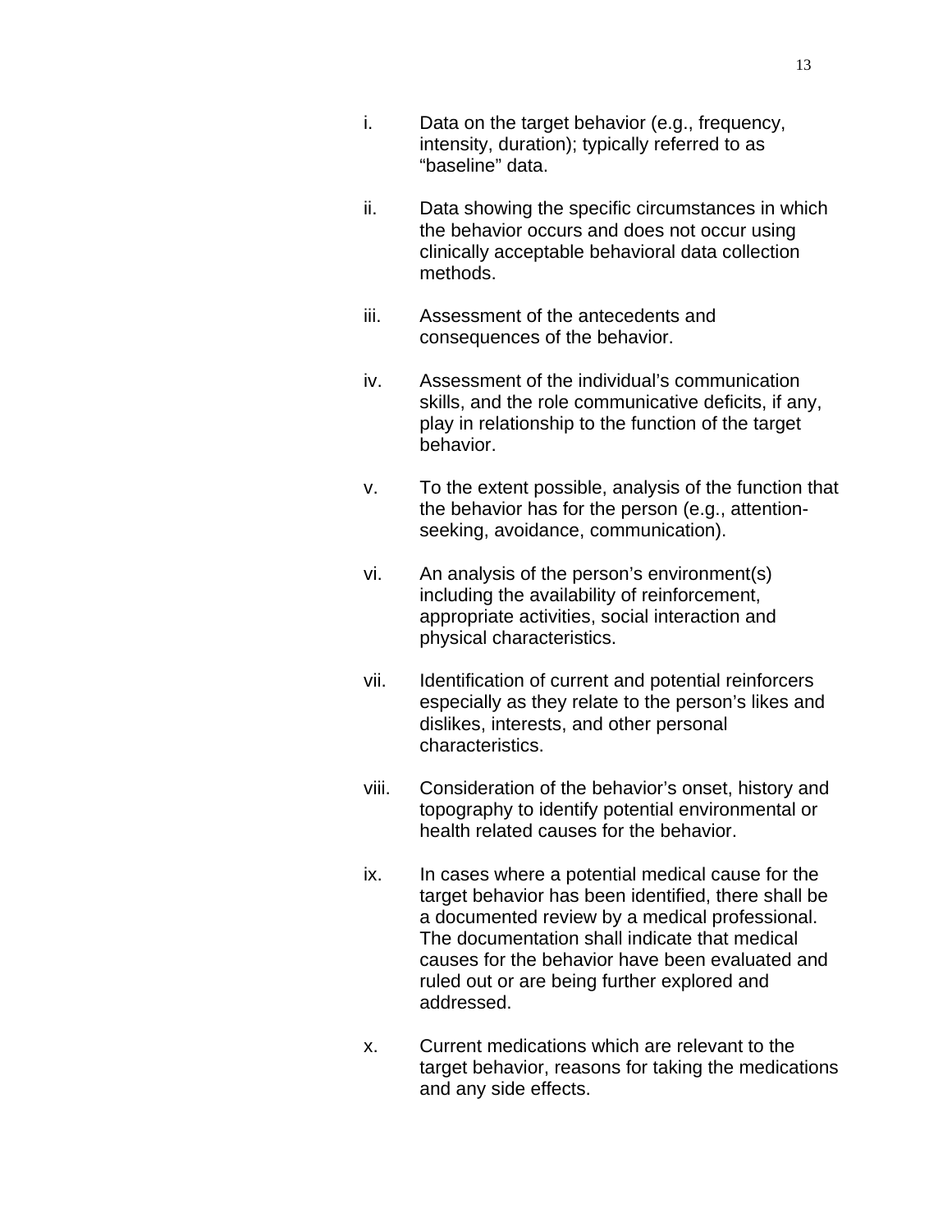i. Data on the target behavior (e.g., frequency, intensity, duration); typically referred to as “baseline” data.

ii. Data showing the specific circumstances in which the behavior occurs and does not occur using clinically acceptable behavioral data collection methods.

iii. Assessment of the antecedents and consequences of the behavior.

iv. Assessment of the individual’s communication skills, and the role communicative deficits, if any, play in relationship to the function of the target behavior.

v. To the extent possible, analysis of the function that the behavior has for the person (e.g., attention-seeking, avoidance, communication).

vi. An analysis of the person’s environment(s) including the availability of reinforcement, appropriate activities, social interaction and physical characteristics.

vii. Identification of current and potential reinforcers especially as they relate to the person’s likes and dislikes, interests, and other personal characteristics.

viii. Consideration of the behavior’s onset, history and topography to identify potential environmental or health related causes for the behavior.

ix. In cases where a potential medical cause for the target behavior has been identified, there shall be a documented review by a medical professional. The documentation shall indicate that medical causes for the behavior have been evaluated and ruled out or are being further explored and addressed.

x. Current medications which are relevant to the target behavior, reasons for taking the medications and any side effects.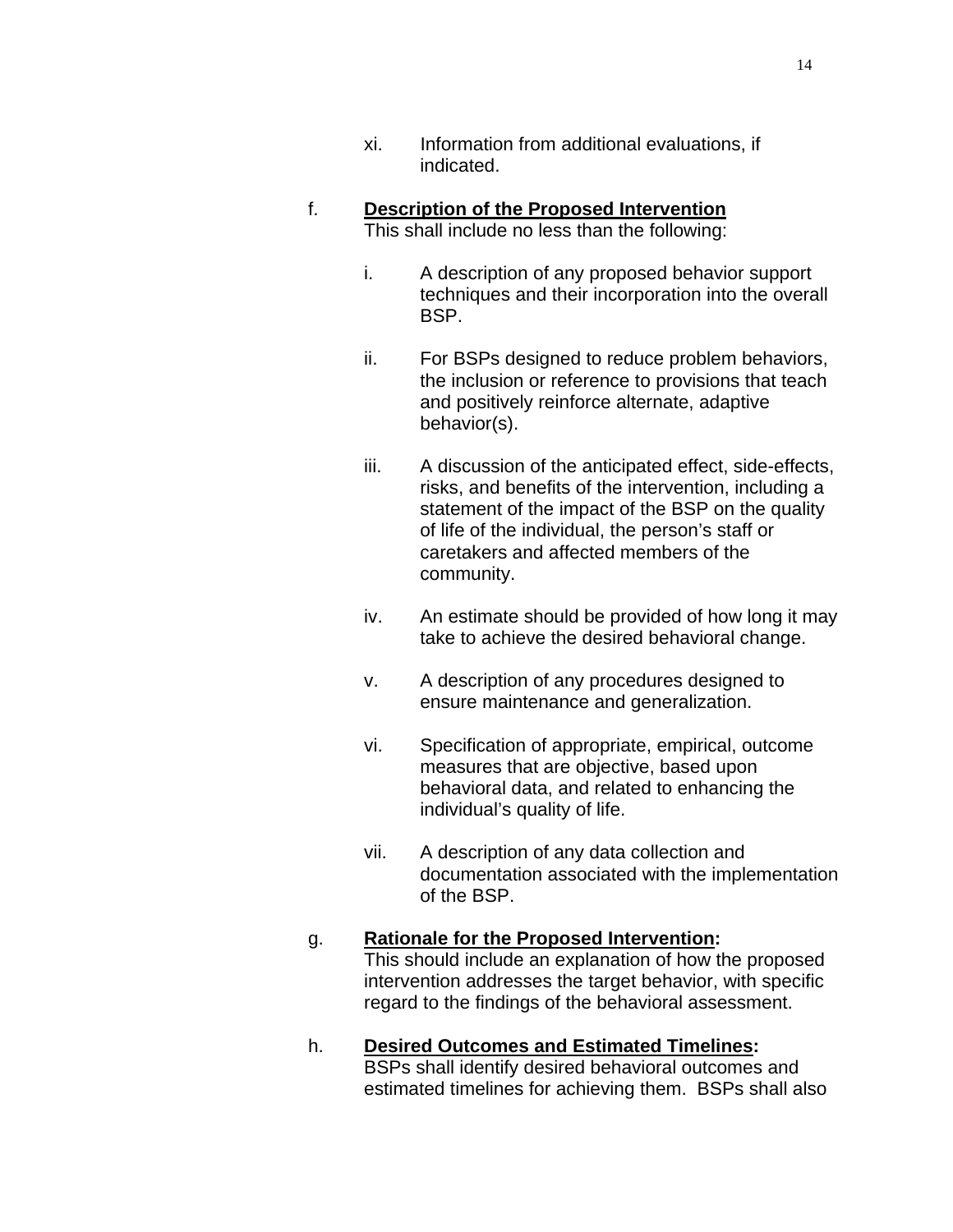xi. Information from additional evaluations, if indicated.

f. **<u>Description of the Proposed Intervention</u>**
This shall include no less than the following:

i. A description of any proposed behavior support techniques and their incorporation into the overall BSP.

ii. For BSPs designed to reduce problem behaviors, the inclusion or reference to provisions that teach and positively reinforce alternate, adaptive behavior(s).

iii. A discussion of the anticipated effect, side-effects, risks, and benefits of the intervention, including a statement of the impact of the BSP on the quality of life of the individual, the person's staff or caretakers and affected members of the community.

iv. An estimate should be provided of how long it may take to achieve the desired behavioral change.

v. A description of any procedures designed to ensure maintenance and generalization.

vi. Specification of appropriate, empirical, outcome measures that are objective, based upon behavioral data, and related to enhancing the individual's quality of life.

vii. A description of any data collection and documentation associated with the implementation of the BSP.

g. **<u>Rationale for the Proposed Intervention</u>:**
This should include an explanation of how the proposed intervention addresses the target behavior, with specific regard to the findings of the behavioral assessment.

h. **<u>Desired Outcomes and Estimated Timelines</u>:**
BSPs shall identify desired behavioral outcomes and estimated timelines for achieving them. BSPs shall also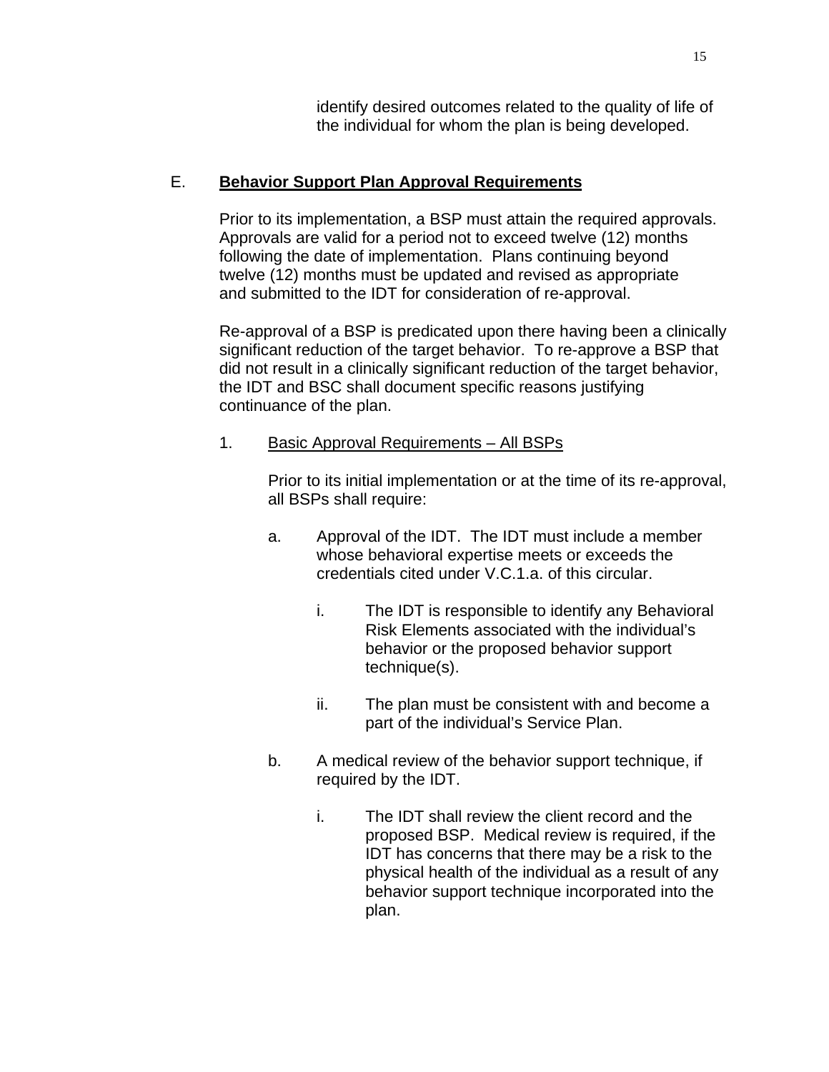identify desired outcomes related to the quality of life of the individual for whom the plan is being developed.

## E. **Behavior Support Plan Approval Requirements**

Prior to its implementation, a BSP must attain the required approvals. Approvals are valid for a period not to exceed twelve (12) months following the date of implementation. Plans continuing beyond twelve (12) months must be updated and revised as appropriate and submitted to the IDT for consideration of re-approval.

Re-approval of a BSP is predicated upon there having been a clinically significant reduction of the target behavior. To re-approve a BSP that did not result in a clinically significant reduction of the target behavior, the IDT and BSC shall document specific reasons justifying continuance of the plan.

### 1. Basic Approval Requirements – All BSPs

Prior to its initial implementation or at the time of its re-approval, all BSPs shall require:

a. Approval of the IDT. The IDT must include a member whose behavioral expertise meets or exceeds the credentials cited under V.C.1.a. of this circular.

   i. The IDT is responsible to identify any Behavioral Risk Elements associated with the individual's behavior or the proposed behavior support technique(s).

   ii. The plan must be consistent with and become a part of the individual's Service Plan.

b. A medical review of the behavior support technique, if required by the IDT.

   i. The IDT shall review the client record and the proposed BSP. Medical review is required, if the IDT has concerns that there may be a risk to the physical health of the individual as a result of any behavior support technique incorporated into the plan.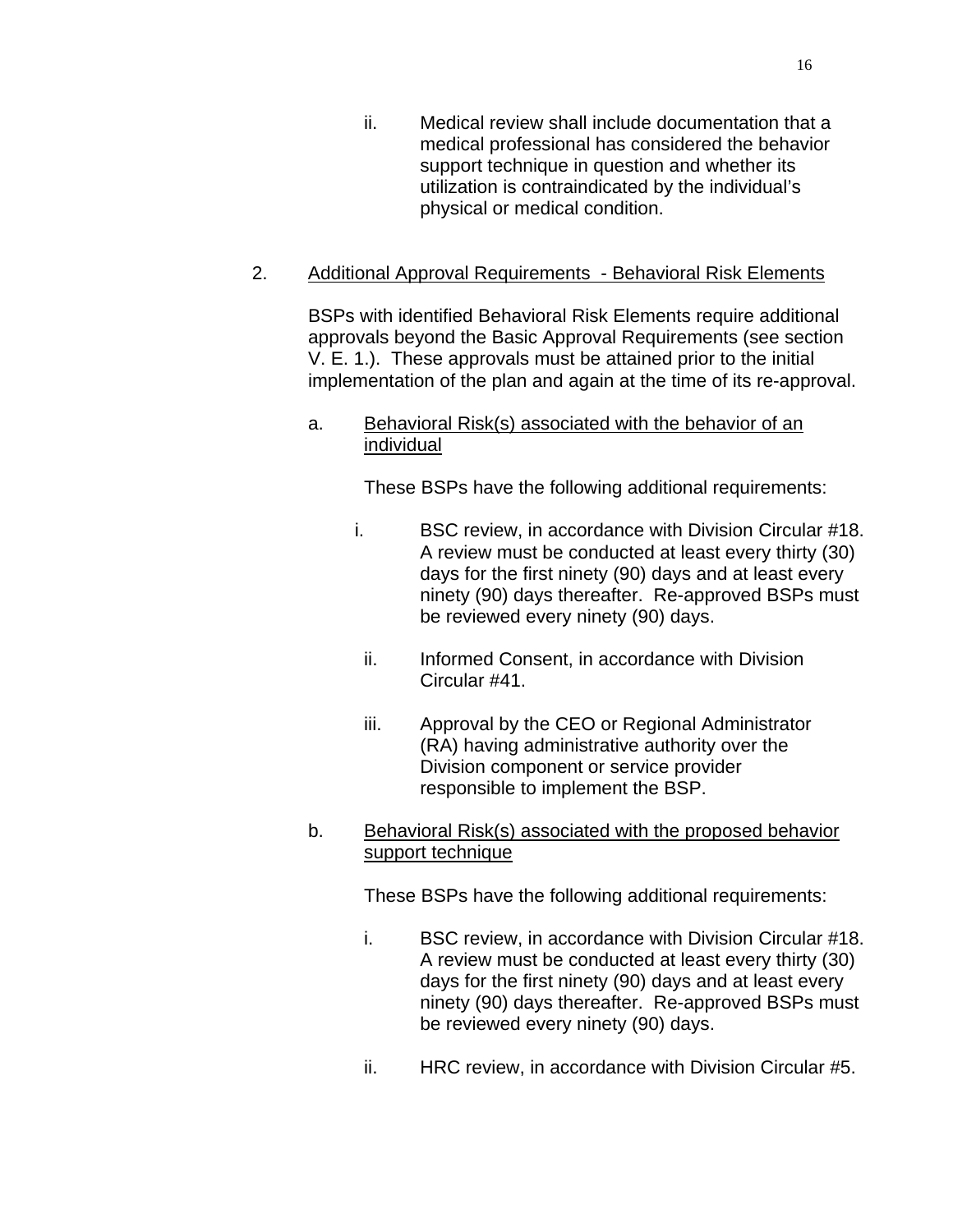ii. Medical review shall include documentation that a medical professional has considered the behavior support technique in question and whether its utilization is contraindicated by the individual's physical or medical condition.

2. <u>Additional Approval Requirements - Behavioral Risk Elements</u>

BSPs with identified Behavioral Risk Elements require additional approvals beyond the Basic Approval Requirements (see section V. E. 1.). These approvals must be attained prior to the initial implementation of the plan and again at the time of its re-approval.

a. <u>Behavioral Risk(s) associated with the behavior of an individual</u>

These BSPs have the following additional requirements:

i. BSC review, in accordance with Division Circular #18. A review must be conducted at least every thirty (30) days for the first ninety (90) days and at least every ninety (90) days thereafter. Re-approved BSPs must be reviewed every ninety (90) days.

ii. Informed Consent, in accordance with Division Circular #41.

iii. Approval by the CEO or Regional Administrator (RA) having administrative authority over the Division component or service provider responsible to implement the BSP.

b. <u>Behavioral Risk(s) associated with the proposed behavior support technique</u>

These BSPs have the following additional requirements:

i. BSC review, in accordance with Division Circular #18. A review must be conducted at least every thirty (30) days for the first ninety (90) days and at least every ninety (90) days thereafter. Re-approved BSPs must be reviewed every ninety (90) days.

ii. HRC review, in accordance with Division Circular #5.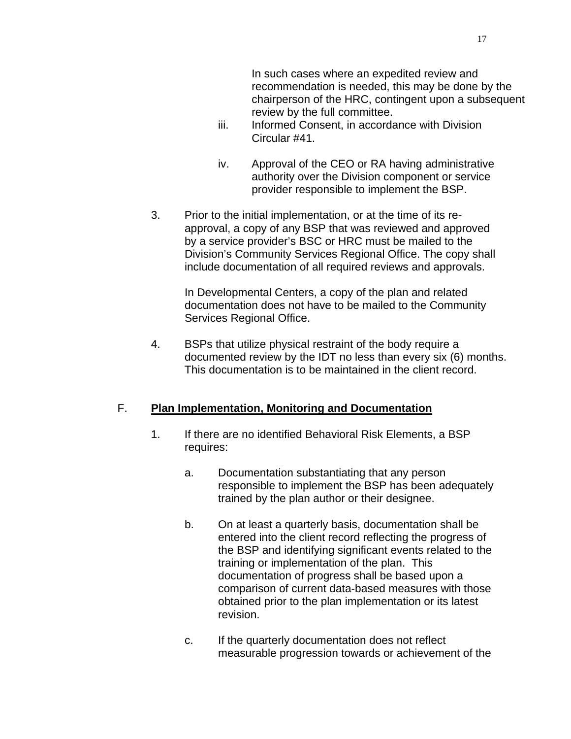In such cases where an expedited review and recommendation is needed, this may be done by the chairperson of the HRC, contingent upon a subsequent review by the full committee.

iii. Informed Consent, in accordance with Division Circular #41.

iv. Approval of the CEO or RA having administrative authority over the Division component or service provider responsible to implement the BSP.

3. Prior to the initial implementation, or at the time of its re-approval, a copy of any BSP that was reviewed and approved by a service provider's BSC or HRC must be mailed to the Division's Community Services Regional Office. The copy shall include documentation of all required reviews and approvals.

   In Developmental Centers, a copy of the plan and related documentation does not have to be mailed to the Community Services Regional Office.

4. BSPs that utilize physical restraint of the body require a documented review by the IDT no less than every six (6) months. This documentation is to be maintained in the client record.

F. **Plan Implementation, Monitoring and Documentation**

1. If there are no identified Behavioral Risk Elements, a BSP requires:

   a. Documentation substantiating that any person responsible to implement the BSP has been adequately trained by the plan author or their designee.

   b. On at least a quarterly basis, documentation shall be entered into the client record reflecting the progress of the BSP and identifying significant events related to the training or implementation of the plan. This documentation of progress shall be based upon a comparison of current data-based measures with those obtained prior to the plan implementation or its latest revision.

   c. If the quarterly documentation does not reflect measurable progression towards or achievement of the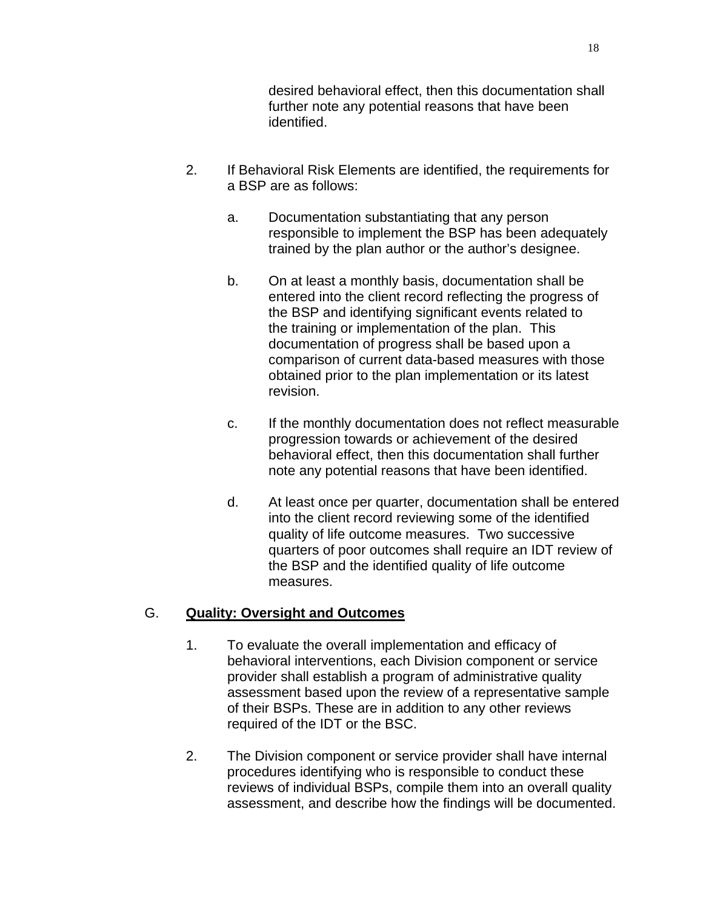desired behavioral effect, then this documentation shall further note any potential reasons that have been identified.

2. If Behavioral Risk Elements are identified, the requirements for a BSP are as follows:

   a. Documentation substantiating that any person responsible to implement the BSP has been adequately trained by the plan author or the author's designee.

   b. On at least a monthly basis, documentation shall be entered into the client record reflecting the progress of the BSP and identifying significant events related to the training or implementation of the plan. This documentation of progress shall be based upon a comparison of current data-based measures with those obtained prior to the plan implementation or its latest revision.

   c. If the monthly documentation does not reflect measurable progression towards or achievement of the desired behavioral effect, then this documentation shall further note any potential reasons that have been identified.

   d. At least once per quarter, documentation shall be entered into the client record reviewing some of the identified quality of life outcome measures. Two successive quarters of poor outcomes shall require an IDT review of the BSP and the identified quality of life outcome measures.

G. **Quality: Oversight and Outcomes**

1. To evaluate the overall implementation and efficacy of behavioral interventions, each Division component or service provider shall establish a program of administrative quality assessment based upon the review of a representative sample of their BSPs. These are in addition to any other reviews required of the IDT or the BSC.

2. The Division component or service provider shall have internal procedures identifying who is responsible to conduct these reviews of individual BSPs, compile them into an overall quality assessment, and describe how the findings will be documented.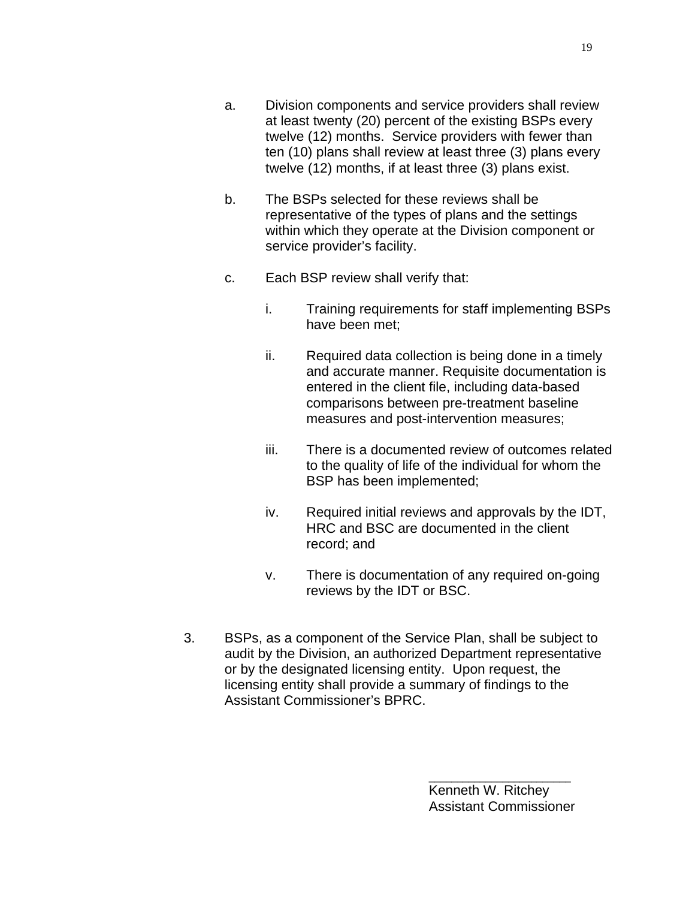a. Division components and service providers shall review at least twenty (20) percent of the existing BSPs every twelve (12) months. Service providers with fewer than ten (10) plans shall review at least three (3) plans every twelve (12) months, if at least three (3) plans exist.

b. The BSPs selected for these reviews shall be representative of the types of plans and the settings within which they operate at the Division component or service provider's facility.

c. Each BSP review shall verify that:

   i. Training requirements for staff implementing BSPs have been met;

   ii. Required data collection is being done in a timely and accurate manner. Requisite documentation is entered in the client file, including data-based comparisons between pre-treatment baseline measures and post-intervention measures;

   iii. There is a documented review of outcomes related to the quality of life of the individual for whom the BSP has been implemented;

   iv. Required initial reviews and approvals by the IDT, HRC and BSC are documented in the client record; and

   v. There is documentation of any required on-going reviews by the IDT or BSC.

3. BSPs, as a component of the Service Plan, shall be subject to audit by the Division, an authorized Department representative or by the designated licensing entity. Upon request, the licensing entity shall provide a summary of findings to the Assistant Commissioner's BPRC.

\_\_\_\_\_\_\_\_\_\_\_\_\_\_\_\_\_\_\_\_

Kenneth W. Ritchey
Assistant Commissioner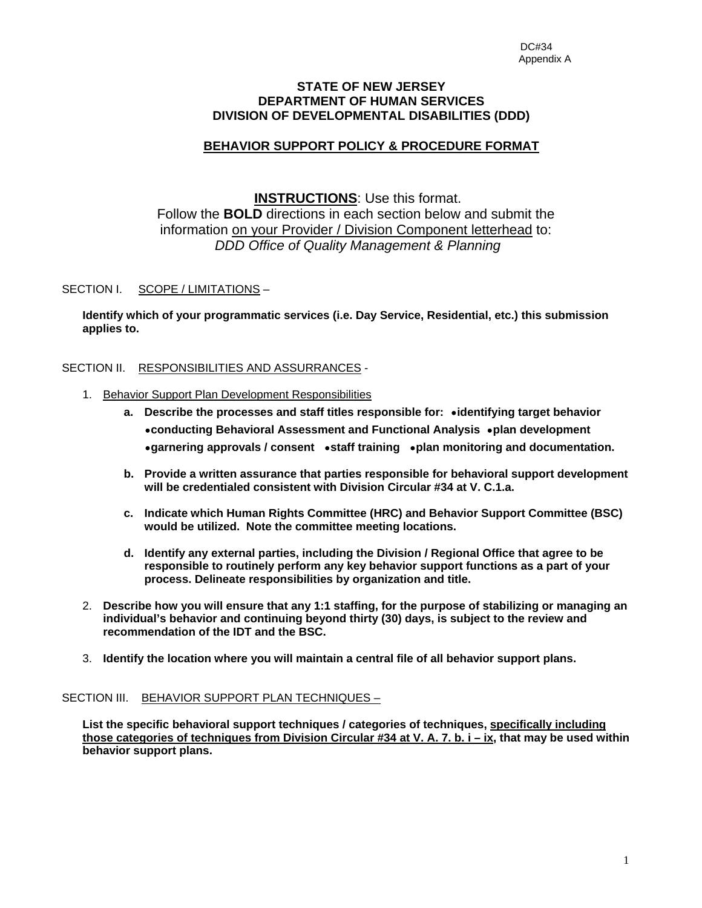DC#34
Appendix A

**STATE OF NEW JERSEY**
**DEPARTMENT OF HUMAN SERVICES**
**DIVISION OF DEVELOPMENTAL DISABILITIES (DDD)**

**BEHAVIOR SUPPORT POLICY & PROCEDURE FORMAT**

**INSTRUCTIONS**: Use this format.
Follow the **BOLD** directions in each section below and submit the information on your Provider / Division Component letterhead to:
*DDD Office of Quality Management & Planning*

SECTION I. SCOPE / LIMITATIONS –

**Identify which of your programmatic services (i.e. Day Service, Residential, etc.) this submission applies to.**

SECTION II. RESPONSIBILITIES AND ASSURRANCES -

1. Behavior Support Plan Development Responsibilities
   - **a. Describe the processes and staff titles responsible for: •identifying target behavior •conducting Behavioral Assessment and Functional Analysis •plan development •garnering approvals / consent •staff training •plan monitoring and documentation.**
   - **b. Provide a written assurance that parties responsible for behavioral support development will be credentialed consistent with Division Circular #34 at V. C.1.a.**
   - **c. Indicate which Human Rights Committee (HRC) and Behavior Support Committee (BSC) would be utilized. Note the committee meeting locations.**
   - **d. Identify any external parties, including the Division / Regional Office that agree to be responsible to routinely perform any key behavior support functions as a part of your process. Delineate responsibilities by organization and title.**
2. **Describe how you will ensure that any 1:1 staffing, for the purpose of stabilizing or managing an individual's behavior and continuing beyond thirty (30) days, is subject to the review and recommendation of the IDT and the BSC.**
3. **Identify the location where you will maintain a central file of all behavior support plans.**

SECTION III. BEHAVIOR SUPPORT PLAN TECHNIQUES –

**List the specific behavioral support techniques / categories of techniques, specifically including those categories of techniques from Division Circular #34 at V. A. 7. b. i – ix, that may be used within behavior support plans.**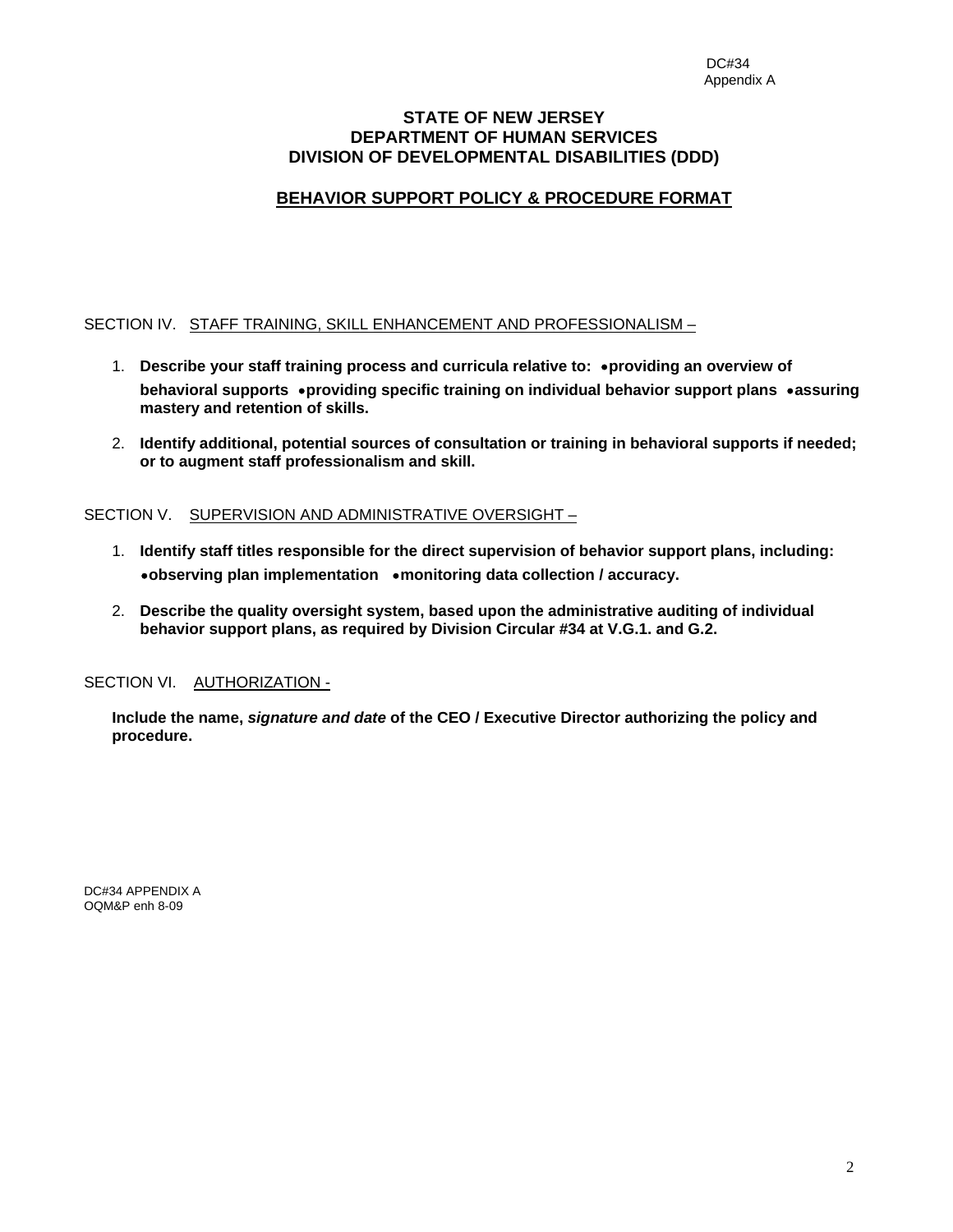DC#34
Appendix A

**STATE OF NEW JERSEY**
**DEPARTMENT OF HUMAN SERVICES**
**DIVISION OF DEVELOPMENTAL DISABILITIES (DDD)**

## BEHAVIOR SUPPORT POLICY & PROCEDURE FORMAT

SECTION IV. STAFF TRAINING, SKILL ENHANCEMENT AND PROFESSIONALISM –

1. **Describe your staff training process and curricula relative to: •providing an overview of behavioral supports •providing specific training on individual behavior support plans •assuring mastery and retention of skills.**
2. **Identify additional, potential sources of consultation or training in behavioral supports if needed; or to augment staff professionalism and skill.**

SECTION V. SUPERVISION AND ADMINISTRATIVE OVERSIGHT –

1. **Identify staff titles responsible for the direct supervision of behavior support plans, including: •observing plan implementation •monitoring data collection / accuracy.**
2. **Describe the quality oversight system, based upon the administrative auditing of individual behavior support plans, as required by Division Circular #34 at V.G.1. and G.2.**

SECTION VI. AUTHORIZATION -

**Include the name, *signature and date* of the CEO / Executive Director authorizing the policy and procedure.**

DC#34 APPENDIX A
OQM&P enh 8-09